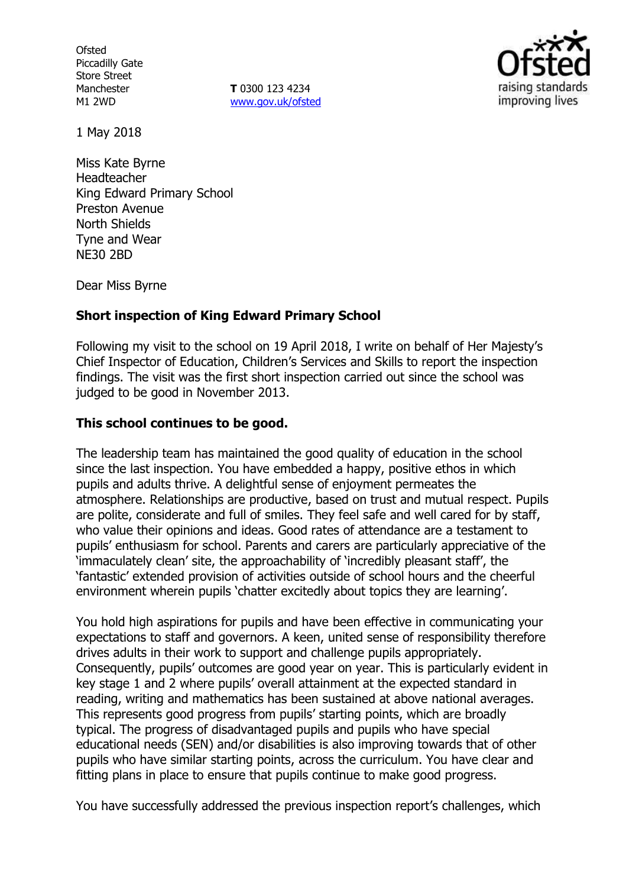Ofsted
Piccadilly Gate
Store Street
Manchester
M1 2WD

**T** 0300 123 4234
www.gov.uk/ofsted

1 May 2018

Miss Kate Byrne
Headteacher
King Edward Primary School
Preston Avenue
North Shields
Tyne and Wear
NE30 2BD

Dear Miss Byrne

**Short inspection of King Edward Primary School**

Following my visit to the school on 19 April 2018, I write on behalf of Her Majesty's Chief Inspector of Education, Children's Services and Skills to report the inspection findings. The visit was the first short inspection carried out since the school was judged to be good in November 2013.

**This school continues to be good.**

The leadership team has maintained the good quality of education in the school since the last inspection. You have embedded a happy, positive ethos in which pupils and adults thrive. A delightful sense of enjoyment permeates the atmosphere. Relationships are productive, based on trust and mutual respect. Pupils are polite, considerate and full of smiles. They feel safe and well cared for by staff, who value their opinions and ideas. Good rates of attendance are a testament to pupils' enthusiasm for school. Parents and carers are particularly appreciative of the 'immaculately clean' site, the approachability of 'incredibly pleasant staff', the 'fantastic' extended provision of activities outside of school hours and the cheerful environment wherein pupils 'chatter excitedly about topics they are learning'.

You hold high aspirations for pupils and have been effective in communicating your expectations to staff and governors. A keen, united sense of responsibility therefore drives adults in their work to support and challenge pupils appropriately. Consequently, pupils' outcomes are good year on year. This is particularly evident in key stage 1 and 2 where pupils' overall attainment at the expected standard in reading, writing and mathematics has been sustained at above national averages. This represents good progress from pupils' starting points, which are broadly typical. The progress of disadvantaged pupils and pupils who have special educational needs (SEN) and/or disabilities is also improving towards that of other pupils who have similar starting points, across the curriculum. You have clear and fitting plans in place to ensure that pupils continue to make good progress.

You have successfully addressed the previous inspection report's challenges, which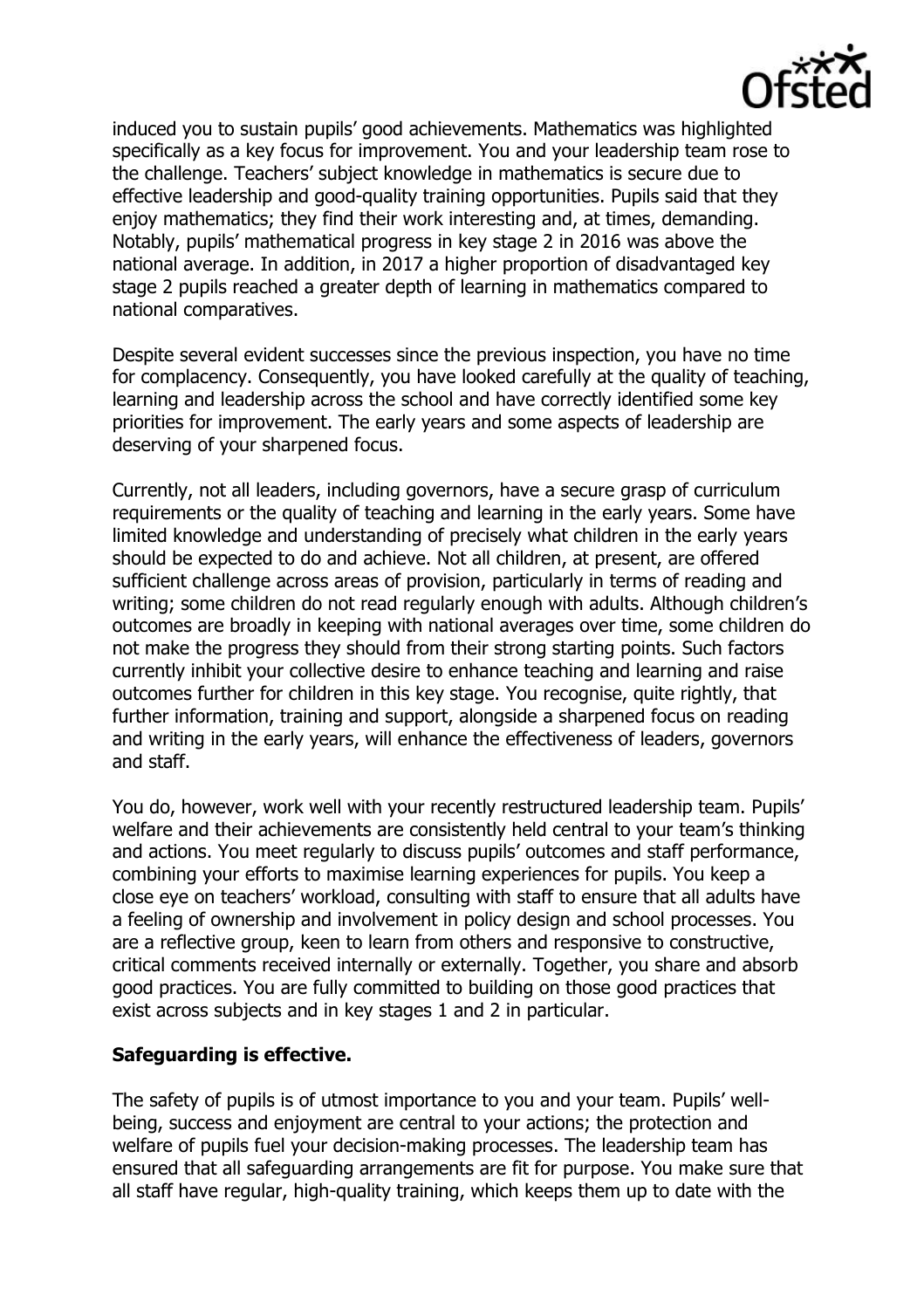induced you to sustain pupils' good achievements. Mathematics was highlighted specifically as a key focus for improvement. You and your leadership team rose to the challenge. Teachers' subject knowledge in mathematics is secure due to effective leadership and good-quality training opportunities. Pupils said that they enjoy mathematics; they find their work interesting and, at times, demanding. Notably, pupils' mathematical progress in key stage 2 in 2016 was above the national average. In addition, in 2017 a higher proportion of disadvantaged key stage 2 pupils reached a greater depth of learning in mathematics compared to national comparatives.

Despite several evident successes since the previous inspection, you have no time for complacency. Consequently, you have looked carefully at the quality of teaching, learning and leadership across the school and have correctly identified some key priorities for improvement. The early years and some aspects of leadership are deserving of your sharpened focus.

Currently, not all leaders, including governors, have a secure grasp of curriculum requirements or the quality of teaching and learning in the early years. Some have limited knowledge and understanding of precisely what children in the early years should be expected to do and achieve. Not all children, at present, are offered sufficient challenge across areas of provision, particularly in terms of reading and writing; some children do not read regularly enough with adults. Although children's outcomes are broadly in keeping with national averages over time, some children do not make the progress they should from their strong starting points. Such factors currently inhibit your collective desire to enhance teaching and learning and raise outcomes further for children in this key stage. You recognise, quite rightly, that further information, training and support, alongside a sharpened focus on reading and writing in the early years, will enhance the effectiveness of leaders, governors and staff.

You do, however, work well with your recently restructured leadership team. Pupils' welfare and their achievements are consistently held central to your team's thinking and actions. You meet regularly to discuss pupils' outcomes and staff performance, combining your efforts to maximise learning experiences for pupils. You keep a close eye on teachers' workload, consulting with staff to ensure that all adults have a feeling of ownership and involvement in policy design and school processes. You are a reflective group, keen to learn from others and responsive to constructive, critical comments received internally or externally. Together, you share and absorb good practices. You are fully committed to building on those good practices that exist across subjects and in key stages 1 and 2 in particular.

**Safeguarding is effective.**

The safety of pupils is of utmost importance to you and your team. Pupils' well-being, success and enjoyment are central to your actions; the protection and welfare of pupils fuel your decision-making processes. The leadership team has ensured that all safeguarding arrangements are fit for purpose. You make sure that all staff have regular, high-quality training, which keeps them up to date with the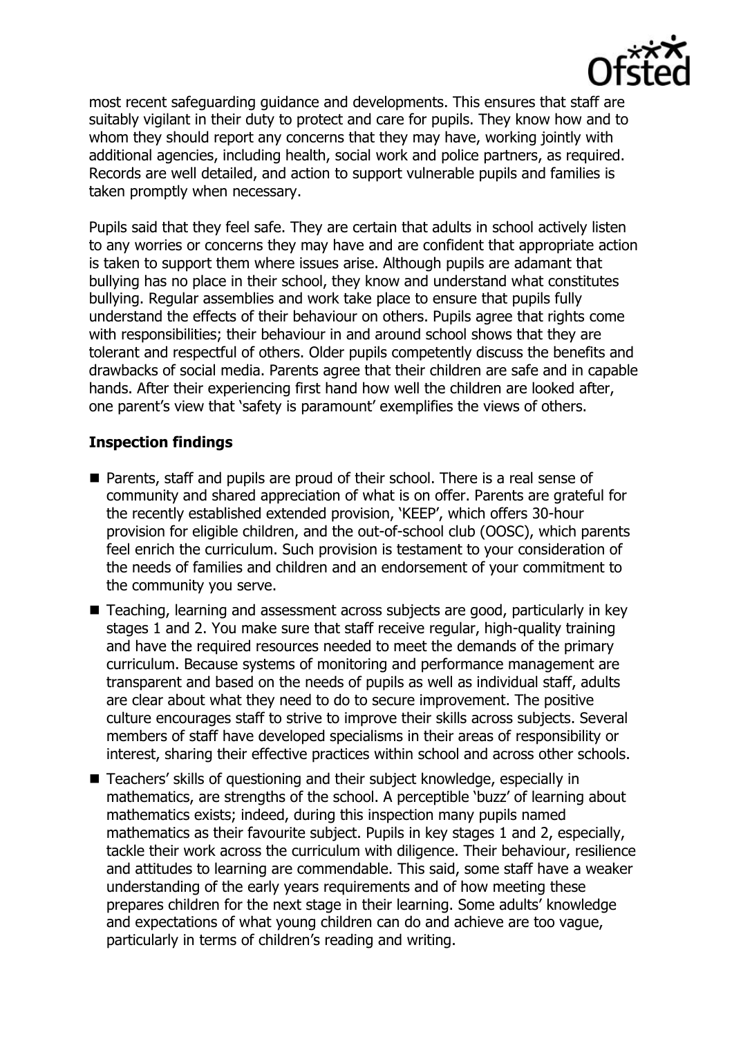most recent safeguarding guidance and developments. This ensures that staff are suitably vigilant in their duty to protect and care for pupils. They know how and to whom they should report any concerns that they may have, working jointly with additional agencies, including health, social work and police partners, as required. Records are well detailed, and action to support vulnerable pupils and families is taken promptly when necessary.

Pupils said that they feel safe. They are certain that adults in school actively listen to any worries or concerns they may have and are confident that appropriate action is taken to support them where issues arise. Although pupils are adamant that bullying has no place in their school, they know and understand what constitutes bullying. Regular assemblies and work take place to ensure that pupils fully understand the effects of their behaviour on others. Pupils agree that rights come with responsibilities; their behaviour in and around school shows that they are tolerant and respectful of others. Older pupils competently discuss the benefits and drawbacks of social media. Parents agree that their children are safe and in capable hands. After their experiencing first hand how well the children are looked after, one parent's view that 'safety is paramount' exemplifies the views of others.

**Inspection findings**

- Parents, staff and pupils are proud of their school. There is a real sense of community and shared appreciation of what is on offer. Parents are grateful for the recently established extended provision, 'KEEP', which offers 30-hour provision for eligible children, and the out-of-school club (OOSC), which parents feel enrich the curriculum. Such provision is testament to your consideration of the needs of families and children and an endorsement of your commitment to the community you serve.
- Teaching, learning and assessment across subjects are good, particularly in key stages 1 and 2. You make sure that staff receive regular, high-quality training and have the required resources needed to meet the demands of the primary curriculum. Because systems of monitoring and performance management are transparent and based on the needs of pupils as well as individual staff, adults are clear about what they need to do to secure improvement. The positive culture encourages staff to strive to improve their skills across subjects. Several members of staff have developed specialisms in their areas of responsibility or interest, sharing their effective practices within school and across other schools.
- Teachers' skills of questioning and their subject knowledge, especially in mathematics, are strengths of the school. A perceptible 'buzz' of learning about mathematics exists; indeed, during this inspection many pupils named mathematics as their favourite subject. Pupils in key stages 1 and 2, especially, tackle their work across the curriculum with diligence. Their behaviour, resilience and attitudes to learning are commendable. This said, some staff have a weaker understanding of the early years requirements and of how meeting these prepares children for the next stage in their learning. Some adults' knowledge and expectations of what young children can do and achieve are too vague, particularly in terms of children's reading and writing.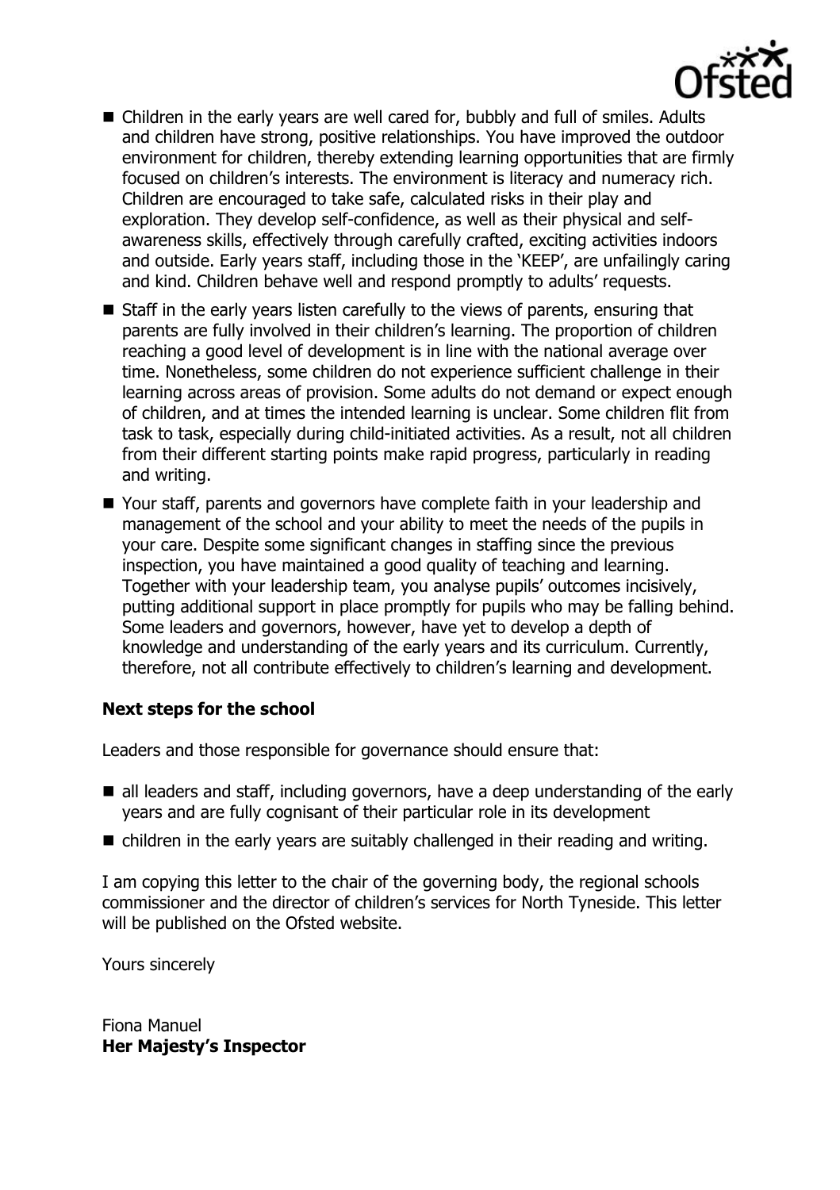- Children in the early years are well cared for, bubbly and full of smiles. Adults and children have strong, positive relationships. You have improved the outdoor environment for children, thereby extending learning opportunities that are firmly focused on children's interests. The environment is literacy and numeracy rich. Children are encouraged to take safe, calculated risks in their play and exploration. They develop self-confidence, as well as their physical and self-awareness skills, effectively through carefully crafted, exciting activities indoors and outside. Early years staff, including those in the 'KEEP', are unfailingly caring and kind. Children behave well and respond promptly to adults' requests.
- Staff in the early years listen carefully to the views of parents, ensuring that parents are fully involved in their children's learning. The proportion of children reaching a good level of development is in line with the national average over time. Nonetheless, some children do not experience sufficient challenge in their learning across areas of provision. Some adults do not demand or expect enough of children, and at times the intended learning is unclear. Some children flit from task to task, especially during child-initiated activities. As a result, not all children from their different starting points make rapid progress, particularly in reading and writing.
- Your staff, parents and governors have complete faith in your leadership and management of the school and your ability to meet the needs of the pupils in your care. Despite some significant changes in staffing since the previous inspection, you have maintained a good quality of teaching and learning. Together with your leadership team, you analyse pupils' outcomes incisively, putting additional support in place promptly for pupils who may be falling behind. Some leaders and governors, however, have yet to develop a depth of knowledge and understanding of the early years and its curriculum. Currently, therefore, not all contribute effectively to children's learning and development.

**Next steps for the school**

Leaders and those responsible for governance should ensure that:

- all leaders and staff, including governors, have a deep understanding of the early years and are fully cognisant of their particular role in its development
- children in the early years are suitably challenged in their reading and writing.

I am copying this letter to the chair of the governing body, the regional schools commissioner and the director of children's services for North Tyneside. This letter will be published on the Ofsted website.

Yours sincerely

Fiona Manuel
**Her Majesty's Inspector**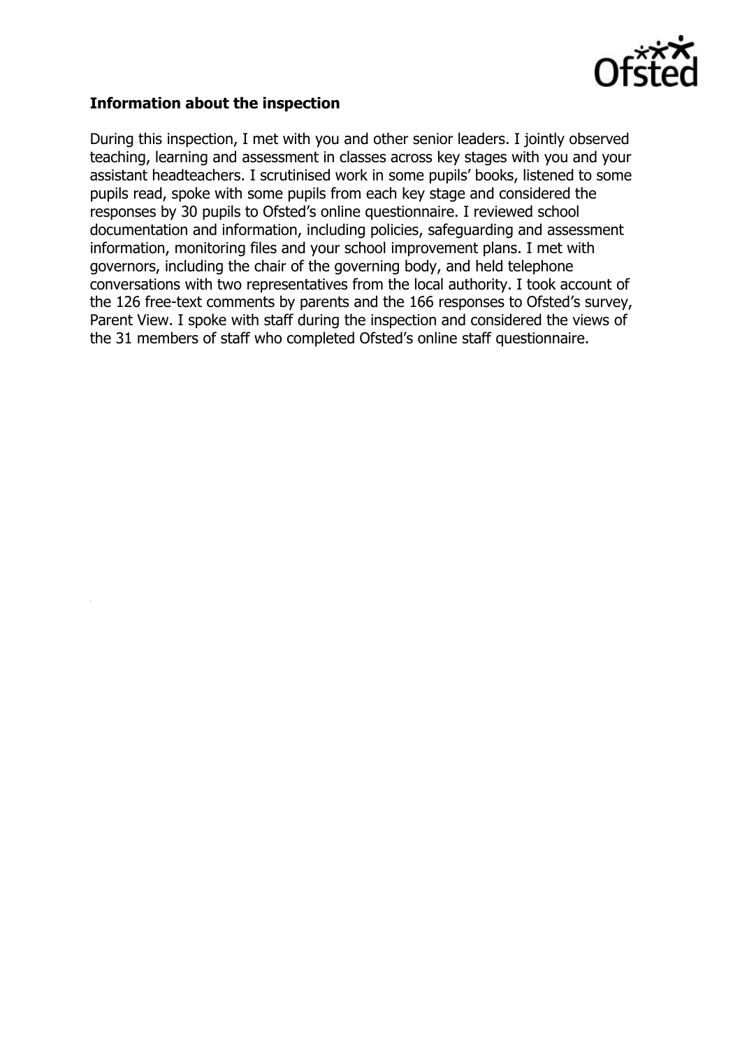**Information about the inspection**

During this inspection, I met with you and other senior leaders. I jointly observed teaching, learning and assessment in classes across key stages with you and your assistant headteachers. I scrutinised work in some pupils' books, listened to some pupils read, spoke with some pupils from each key stage and considered the responses by 30 pupils to Ofsted's online questionnaire. I reviewed school documentation and information, including policies, safeguarding and assessment information, monitoring files and your school improvement plans. I met with governors, including the chair of the governing body, and held telephone conversations with two representatives from the local authority. I took account of the 126 free-text comments by parents and the 166 responses to Ofsted's survey, Parent View. I spoke with staff during the inspection and considered the views of the 31 members of staff who completed Ofsted's online staff questionnaire.